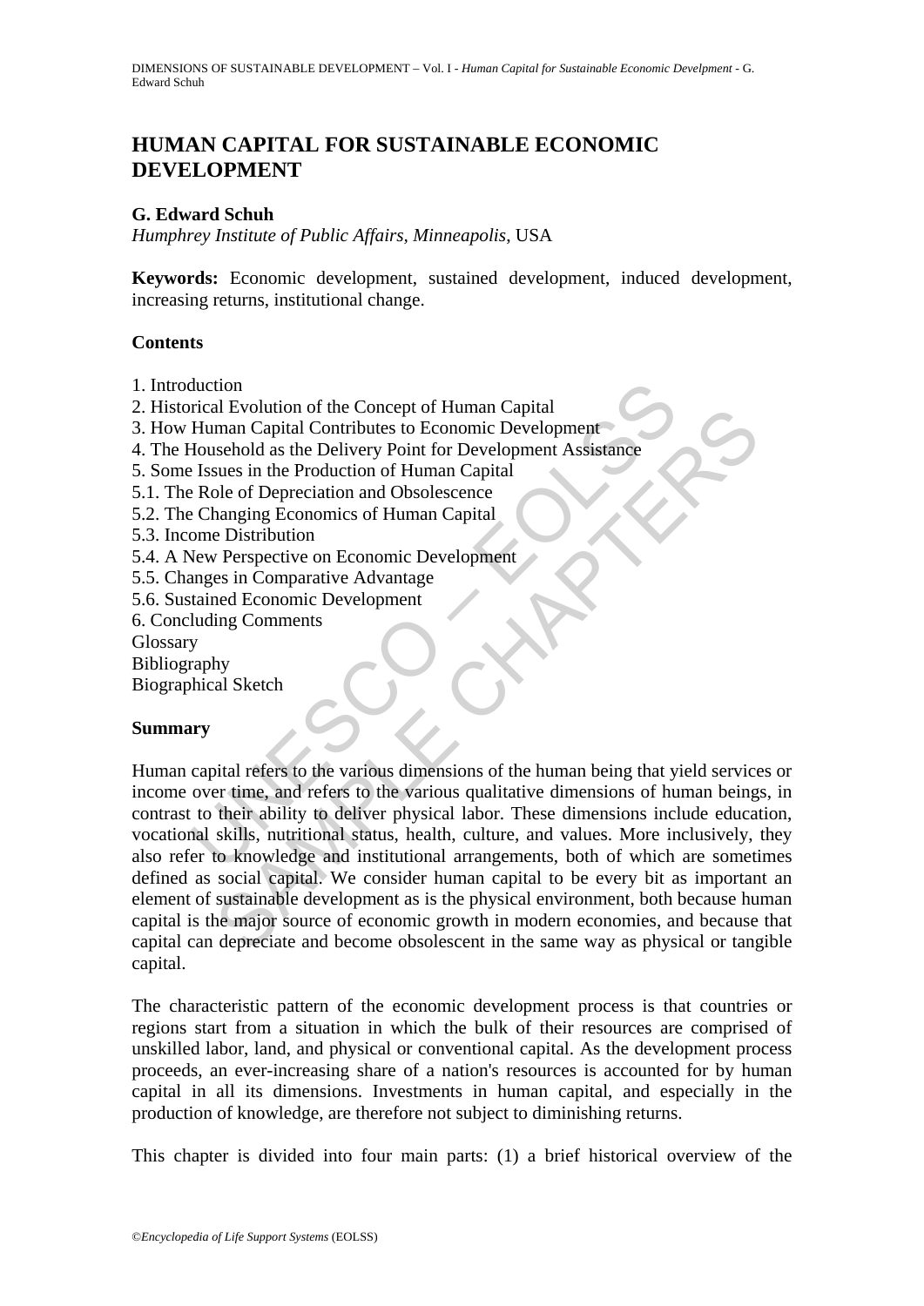# HUMAN CAPITAL FOR SUSTAINABLE ECONOMIC DEVELOPMENT

**G. Edward Schuh**

*Humphrey Institute of Public Affairs, Minneapolis,* USA

**Keywords:** Economic development, sustained development, induced development, increasing returns, institutional change.

## Contents

1. Introduction
2. Historical Evolution of the Concept of Human Capital
3. How Human Capital Contributes to Economic Development
4. The Household as the Delivery Point for Development Assistance
5. Some Issues in the Production of Human Capital
5.1. The Role of Depreciation and Obsolescence
5.2. The Changing Economics of Human Capital
5.3. Income Distribution
5.4. A New Perspective on Economic Development
5.5. Changes in Comparative Advantage
5.6. Sustained Economic Development
6. Concluding Comments

Glossary

Bibliography

Biographical Sketch

## Summary

Human capital refers to the various dimensions of the human being that yield services or income over time, and refers to the various qualitative dimensions of human beings, in contrast to their ability to deliver physical labor. These dimensions include education, vocational skills, nutritional status, health, culture, and values. More inclusively, they also refer to knowledge and institutional arrangements, both of which are sometimes defined as social capital. We consider human capital to be every bit as important an element of sustainable development as is the physical environment, both because human capital is the major source of economic growth in modern economies, and because that capital can depreciate and become obsolescent in the same way as physical or tangible capital.

The characteristic pattern of the economic development process is that countries or regions start from a situation in which the bulk of their resources are comprised of unskilled labor, land, and physical or conventional capital. As the development process proceeds, an ever-increasing share of a nation's resources is accounted for by human capital in all its dimensions. Investments in human capital, and especially in the production of knowledge, are therefore not subject to diminishing returns.

This chapter is divided into four main parts: (1) a brief historical overview of the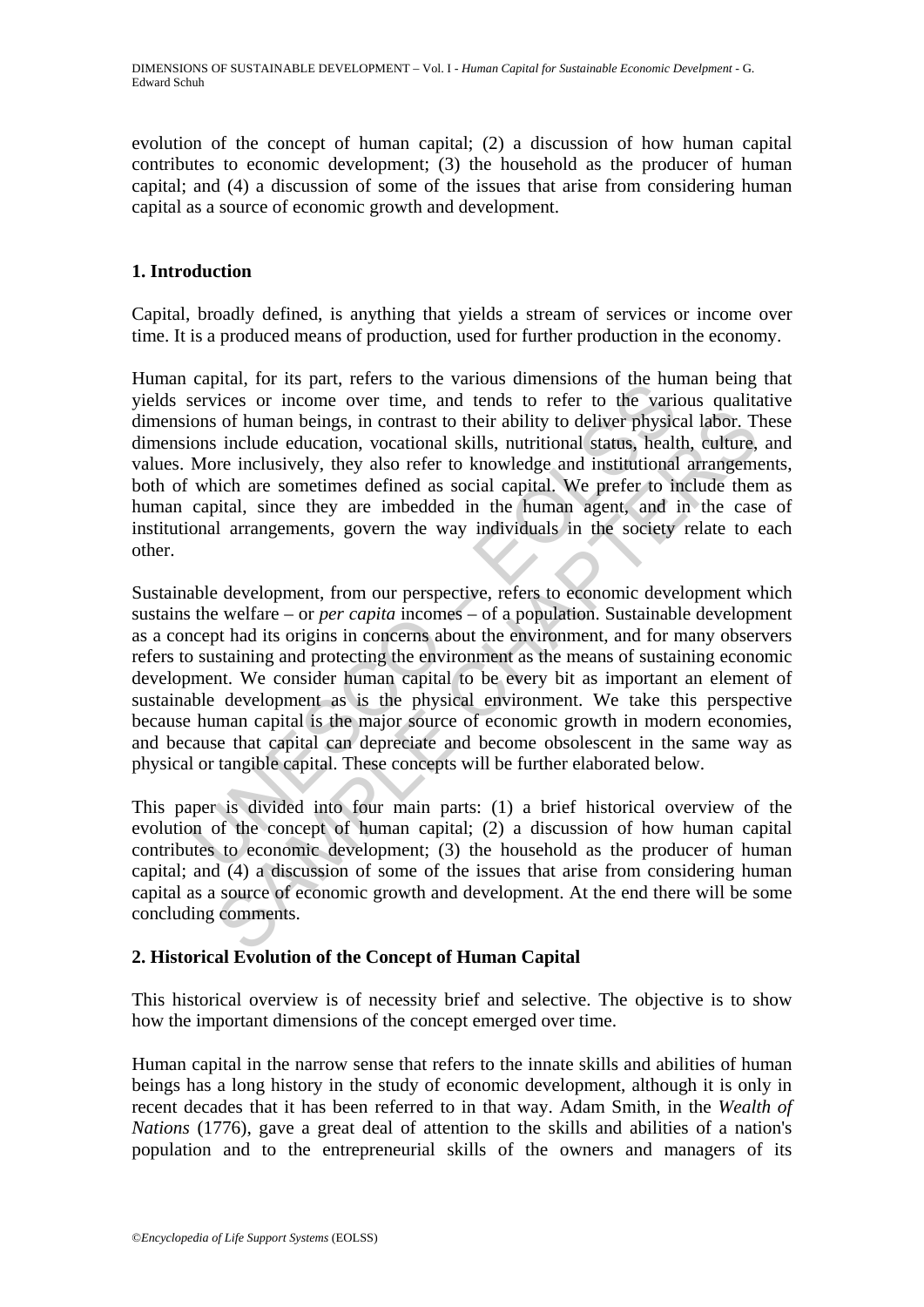evolution of the concept of human capital; (2) a discussion of how human capital contributes to economic development; (3) the household as the producer of human capital; and (4) a discussion of some of the issues that arise from considering human capital as a source of economic growth and development.

## 1. Introduction

Capital, broadly defined, is anything that yields a stream of services or income over time. It is a produced means of production, used for further production in the economy.

Human capital, for its part, refers to the various dimensions of the human being that yields services or income over time, and tends to refer to the various qualitative dimensions of human beings, in contrast to their ability to deliver physical labor. These dimensions include education, vocational skills, nutritional status, health, culture, and values. More inclusively, they also refer to knowledge and institutional arrangements, both of which are sometimes defined as social capital. We prefer to include them as human capital, since they are imbedded in the human agent, and in the case of institutional arrangements, govern the way individuals in the society relate to each other.

Sustainable development, from our perspective, refers to economic development which sustains the welfare – or *per capita* incomes – of a population. Sustainable development as a concept had its origins in concerns about the environment, and for many observers refers to sustaining and protecting the environment as the means of sustaining economic development. We consider human capital to be every bit as important an element of sustainable development as is the physical environment. We take this perspective because human capital is the major source of economic growth in modern economies, and because that capital can depreciate and become obsolescent in the same way as physical or tangible capital. These concepts will be further elaborated below.

This paper is divided into four main parts: (1) a brief historical overview of the evolution of the concept of human capital; (2) a discussion of how human capital contributes to economic development; (3) the household as the producer of human capital; and (4) a discussion of some of the issues that arise from considering human capital as a source of economic growth and development. At the end there will be some concluding comments.

## 2. Historical Evolution of the Concept of Human Capital

This historical overview is of necessity brief and selective. The objective is to show how the important dimensions of the concept emerged over time.

Human capital in the narrow sense that refers to the innate skills and abilities of human beings has a long history in the study of economic development, although it is only in recent decades that it has been referred to in that way. Adam Smith, in the *Wealth of Nations* (1776), gave a great deal of attention to the skills and abilities of a nation's population and to the entrepreneurial skills of the owners and managers of its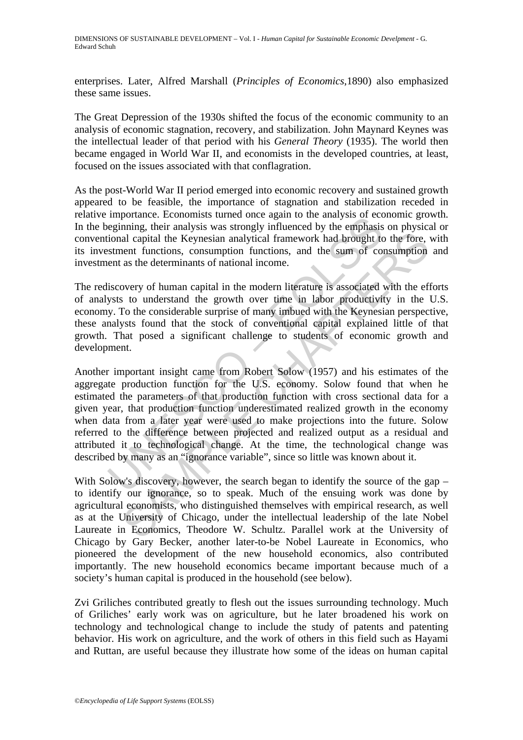enterprises. Later, Alfred Marshall (*Principles of Economics*,1890) also emphasized these same issues.

The Great Depression of the 1930s shifted the focus of the economic community to an analysis of economic stagnation, recovery, and stabilization. John Maynard Keynes was the intellectual leader of that period with his *General Theory* (1935). The world then became engaged in World War II, and economists in the developed countries, at least, focused on the issues associated with that conflagration.

As the post-World War II period emerged into economic recovery and sustained growth appeared to be feasible, the importance of stagnation and stabilization receded in relative importance. Economists turned once again to the analysis of economic growth. In the beginning, their analysis was strongly influenced by the emphasis on physical or conventional capital the Keynesian analytical framework had brought to the fore, with its investment functions, consumption functions, and the sum of consumption and investment as the determinants of national income.

The rediscovery of human capital in the modern literature is associated with the efforts of analysts to understand the growth over time in labor productivity in the U.S. economy. To the considerable surprise of many imbued with the Keynesian perspective, these analysts found that the stock of conventional capital explained little of that growth. That posed a significant challenge to students of economic growth and development.

Another important insight came from Robert Solow (1957) and his estimates of the aggregate production function for the U.S. economy. Solow found that when he estimated the parameters of that production function with cross sectional data for a given year, that production function underestimated realized growth in the economy when data from a later year were used to make projections into the future. Solow referred to the difference between projected and realized output as a residual and attributed it to technological change. At the time, the technological change was described by many as an "ignorance variable", since so little was known about it.

With Solow's discovery, however, the search began to identify the source of the gap – to identify our ignorance, so to speak. Much of the ensuing work was done by agricultural economists, who distinguished themselves with empirical research, as well as at the University of Chicago, under the intellectual leadership of the late Nobel Laureate in Economics, Theodore W. Schultz. Parallel work at the University of Chicago by Gary Becker, another later-to-be Nobel Laureate in Economics, who pioneered the development of the new household economics, also contributed importantly. The new household economics became important because much of a society's human capital is produced in the household (see below).

Zvi Griliches contributed greatly to flesh out the issues surrounding technology. Much of Griliches' early work was on agriculture, but he later broadened his work on technology and technological change to include the study of patents and patenting behavior. His work on agriculture, and the work of others in this field such as Hayami and Ruttan, are useful because they illustrate how some of the ideas on human capital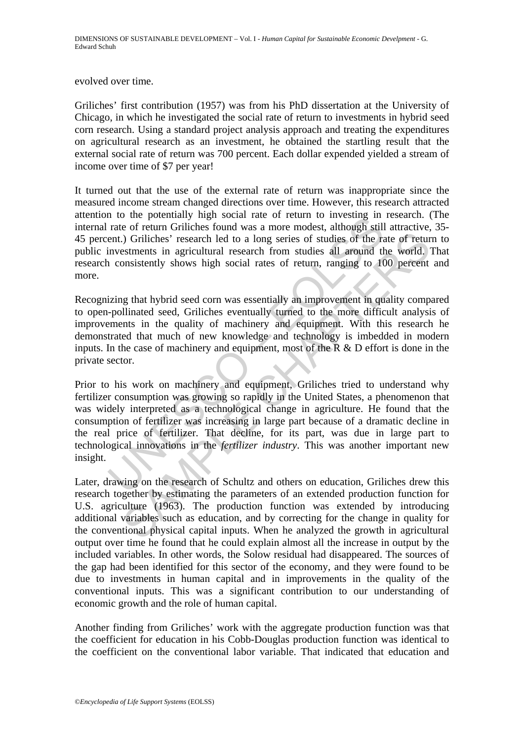evolved over time.

Griliches' first contribution (1957) was from his PhD dissertation at the University of Chicago, in which he investigated the social rate of return to investments in hybrid seed corn research. Using a standard project analysis approach and treating the expenditures on agricultural research as an investment, he obtained the startling result that the external social rate of return was 700 percent. Each dollar expended yielded a stream of income over time of $7 per year!

It turned out that the use of the external rate of return was inappropriate since the measured income stream changed directions over time. However, this research attracted attention to the potentially high social rate of return to investing in research. (The internal rate of return Griliches found was a more modest, although still attractive, 35-45 percent.) Griliches' research led to a long series of studies of the rate of return to public investments in agricultural research from studies all around the world. That research consistently shows high social rates of return, ranging to 100 percent and more.

Recognizing that hybrid seed corn was essentially an improvement in quality compared to open-pollinated seed, Griliches eventually turned to the more difficult analysis of improvements in the quality of machinery and equipment. With this research he demonstrated that much of new knowledge and technology is imbedded in modern inputs. In the case of machinery and equipment, most of the R & D effort is done in the private sector.

Prior to his work on machinery and equipment, Griliches tried to understand why fertilizer consumption was growing so rapidly in the United States, a phenomenon that was widely interpreted as a technological change in agriculture. He found that the consumption of fertilizer was increasing in large part because of a dramatic decline in the real price of fertilizer. That decline, for its part, was due in large part to technological innovations in the *fertilizer industry*. This was another important new insight.

Later, drawing on the research of Schultz and others on education, Griliches drew this research together by estimating the parameters of an extended production function for U.S. agriculture (1963). The production function was extended by introducing additional variables such as education, and by correcting for the change in quality for the conventional physical capital inputs. When he analyzed the growth in agricultural output over time he found that he could explain almost all the increase in output by the included variables. In other words, the Solow residual had disappeared. The sources of the gap had been identified for this sector of the economy, and they were found to be due to investments in human capital and in improvements in the quality of the conventional inputs. This was a significant contribution to our understanding of economic growth and the role of human capital.

Another finding from Griliches' work with the aggregate production function was that the coefficient for education in his Cobb-Douglas production function was identical to the coefficient on the conventional labor variable. That indicated that education and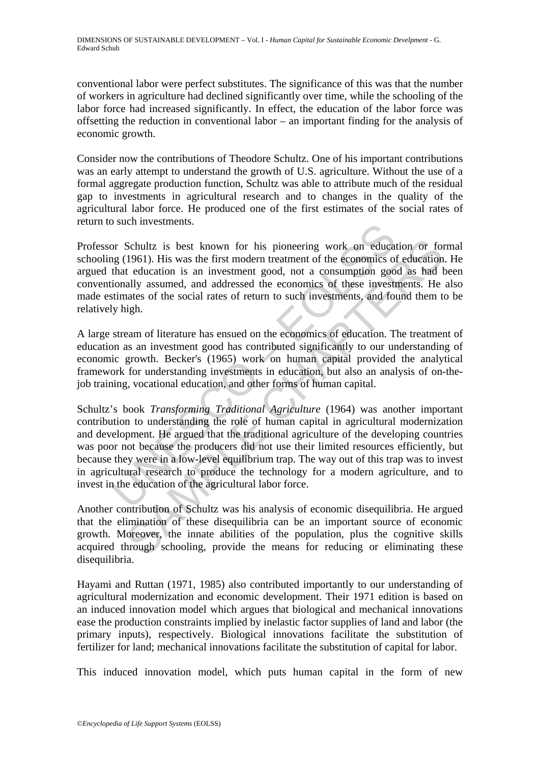conventional labor were perfect substitutes. The significance of this was that the number of workers in agriculture had declined significantly over time, while the schooling of the labor force had increased significantly. In effect, the education of the labor force was offsetting the reduction in conventional labor – an important finding for the analysis of economic growth.

Consider now the contributions of Theodore Schultz. One of his important contributions was an early attempt to understand the growth of U.S. agriculture. Without the use of a formal aggregate production function, Schultz was able to attribute much of the residual gap to investments in agricultural research and to changes in the quality of the agricultural labor force. He produced one of the first estimates of the social rates of return to such investments.

Professor Schultz is best known for his pioneering work on education or formal schooling (1961). His was the first modern treatment of the economics of education. He argued that education is an investment good, not a consumption good as had been conventionally assumed, and addressed the economics of these investments. He also made estimates of the social rates of return to such investments, and found them to be relatively high.

A large stream of literature has ensued on the economics of education. The treatment of education as an investment good has contributed significantly to our understanding of economic growth. Becker's (1965) work on human capital provided the analytical framework for understanding investments in education, but also an analysis of on-the-job training, vocational education, and other forms of human capital.

Schultz's book *Transforming Traditional Agriculture* (1964) was another important contribution to understanding the role of human capital in agricultural modernization and development. He argued that the traditional agriculture of the developing countries was poor not because the producers did not use their limited resources efficiently, but because they were in a low-level equilibrium trap. The way out of this trap was to invest in agricultural research to produce the technology for a modern agriculture, and to invest in the education of the agricultural labor force.

Another contribution of Schultz was his analysis of economic disequilibria. He argued that the elimination of these disequilibria can be an important source of economic growth. Moreover, the innate abilities of the population, plus the cognitive skills acquired through schooling, provide the means for reducing or eliminating these disequilibria.

Hayami and Ruttan (1971, 1985) also contributed importantly to our understanding of agricultural modernization and economic development. Their 1971 edition is based on an induced innovation model which argues that biological and mechanical innovations ease the production constraints implied by inelastic factor supplies of land and labor (the primary inputs), respectively. Biological innovations facilitate the substitution of fertilizer for land; mechanical innovations facilitate the substitution of capital for labor.

This induced innovation model, which puts human capital in the form of new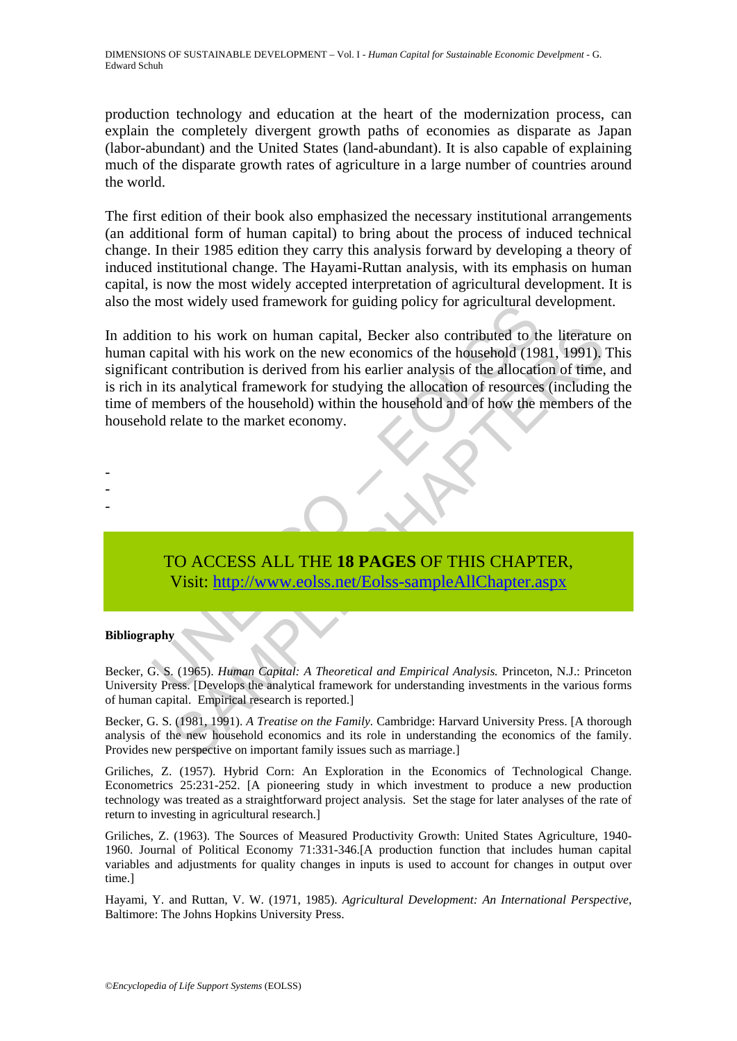production technology and education at the heart of the modernization process, can explain the completely divergent growth paths of economies as disparate as Japan (labor-abundant) and the United States (land-abundant). It is also capable of explaining much of the disparate growth rates of agriculture in a large number of countries around the world.

The first edition of their book also emphasized the necessary institutional arrangements (an additional form of human capital) to bring about the process of induced technical change. In their 1985 edition they carry this analysis forward by developing a theory of induced institutional change. The Hayami-Ruttan analysis, with its emphasis on human capital, is now the most widely accepted interpretation of agricultural development. It is also the most widely used framework for guiding policy for agricultural development.

In addition to his work on human capital, Becker also contributed to the literature on human capital with his work on the new economics of the household (1981, 1991). This significant contribution is derived from his earlier analysis of the allocation of time, and is rich in its analytical framework for studying the allocation of resources (including the time of members of the household) within the household and of how the members of the household relate to the market economy.

-
-
-

TO ACCESS ALL THE **18 PAGES** OF THIS CHAPTER,
Visit: http://www.eolss.net/Eolss-sampleAllChapter.aspx

**Bibliography**

Becker, G. S. (1965). *Human Capital: A Theoretical and Empirical Analysis.* Princeton, N.J.: Princeton University Press. [Develops the analytical framework for understanding investments in the various forms of human capital. Empirical research is reported.]

Becker, G. S. (1981, 1991). *A Treatise on the Family.* Cambridge: Harvard University Press. [A thorough analysis of the new household economics and its role in understanding the economics of the family. Provides new perspective on important family issues such as marriage.]

Griliches, Z. (1957). Hybrid Corn: An Exploration in the Economics of Technological Change. Econometrics 25:231-252. [A pioneering study in which investment to produce a new production technology was treated as a straightforward project analysis. Set the stage for later analyses of the rate of return to investing in agricultural research.]

Griliches, Z. (1963). The Sources of Measured Productivity Growth: United States Agriculture, 1940-1960. Journal of Political Economy 71:331-346.[A production function that includes human capital variables and adjustments for quality changes in inputs is used to account for changes in output over time.]

Hayami, Y. and Ruttan, V. W. (1971, 1985). *Agricultural Development: An International Perspective*, Baltimore: The Johns Hopkins University Press.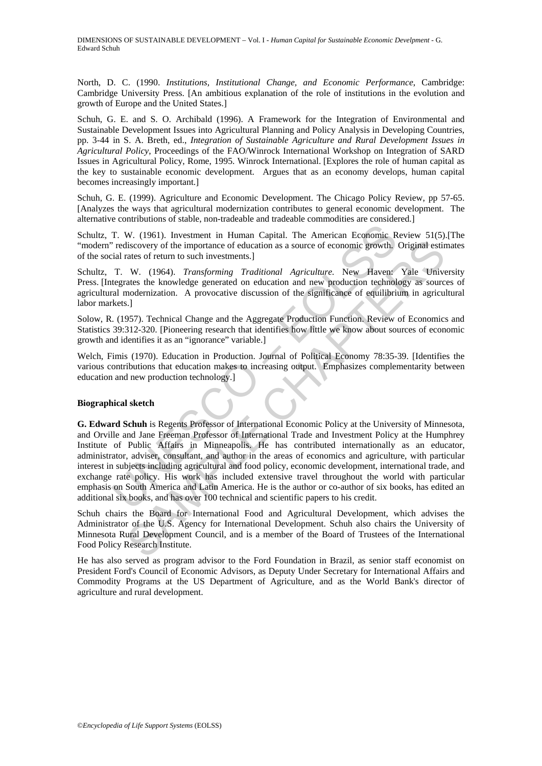North, D. C. (1990. *Institutions, Institutional Change, and Economic Performance*, Cambridge: Cambridge University Press. [An ambitious explanation of the role of institutions in the evolution and growth of Europe and the United States.]

Schuh, G. E. and S. O. Archibald (1996). A Framework for the Integration of Environmental and Sustainable Development Issues into Agricultural Planning and Policy Analysis in Developing Countries, pp. 3-44 in S. A. Breth, ed., *Integration of Sustainable Agriculture and Rural Development Issues in Agricultural Policy*, Proceedings of the FAO/Winrock International Workshop on Integration of SARD Issues in Agricultural Policy, Rome, 1995. Winrock International. [Explores the role of human capital as the key to sustainable economic development. Argues that as an economy develops, human capital becomes increasingly important.]

Schuh, G. E. (1999). Agriculture and Economic Development. The Chicago Policy Review, pp 57-65. [Analyzes the ways that agricultural modernization contributes to general economic development. The alternative contributions of stable, non-tradeable and tradeable commodities are considered.]

Schultz, T. W. (1961). Investment in Human Capital. The American Economic Review 51(5).[The "modern" rediscovery of the importance of education as a source of economic growth. Original estimates of the social rates of return to such investments.]

Schultz, T. W. (1964). *Transforming Traditional Agriculture.* New Haven: Yale University Press. [Integrates the knowledge generated on education and new production technology as sources of agricultural modernization. A provocative discussion of the significance of equilibrium in agricultural labor markets.]

Solow, R. (1957). Technical Change and the Aggregate Production Function. Review of Economics and Statistics 39:312-320. [Pioneering research that identifies how little we know about sources of economic growth and identifies it as an "ignorance" variable.]

Welch, Fimis (1970). Education in Production. Journal of Political Economy 78:35-39. [Identifies the various contributions that education makes to increasing output. Emphasizes complementarity between education and new production technology.]

**Biographical sketch**

**G. Edward Schuh** is Regents Professor of International Economic Policy at the University of Minnesota, and Orville and Jane Freeman Professor of International Trade and Investment Policy at the Humphrey Institute of Public Affairs in Minneapolis. He has contributed internationally as an educator, administrator, adviser, consultant, and author in the areas of economics and agriculture, with particular interest in subjects including agricultural and food policy, economic development, international trade, and exchange rate policy. His work has included extensive travel throughout the world with particular emphasis on South America and Latin America. He is the author or co-author of six books, has edited an additional six books, and has over 100 technical and scientific papers to his credit.

Schuh chairs the Board for International Food and Agricultural Development, which advises the Administrator of the U.S. Agency for International Development. Schuh also chairs the University of Minnesota Rural Development Council, and is a member of the Board of Trustees of the International Food Policy Research Institute.

He has also served as program advisor to the Ford Foundation in Brazil, as senior staff economist on President Ford's Council of Economic Advisors, as Deputy Under Secretary for International Affairs and Commodity Programs at the US Department of Agriculture, and as the World Bank's director of agriculture and rural development.